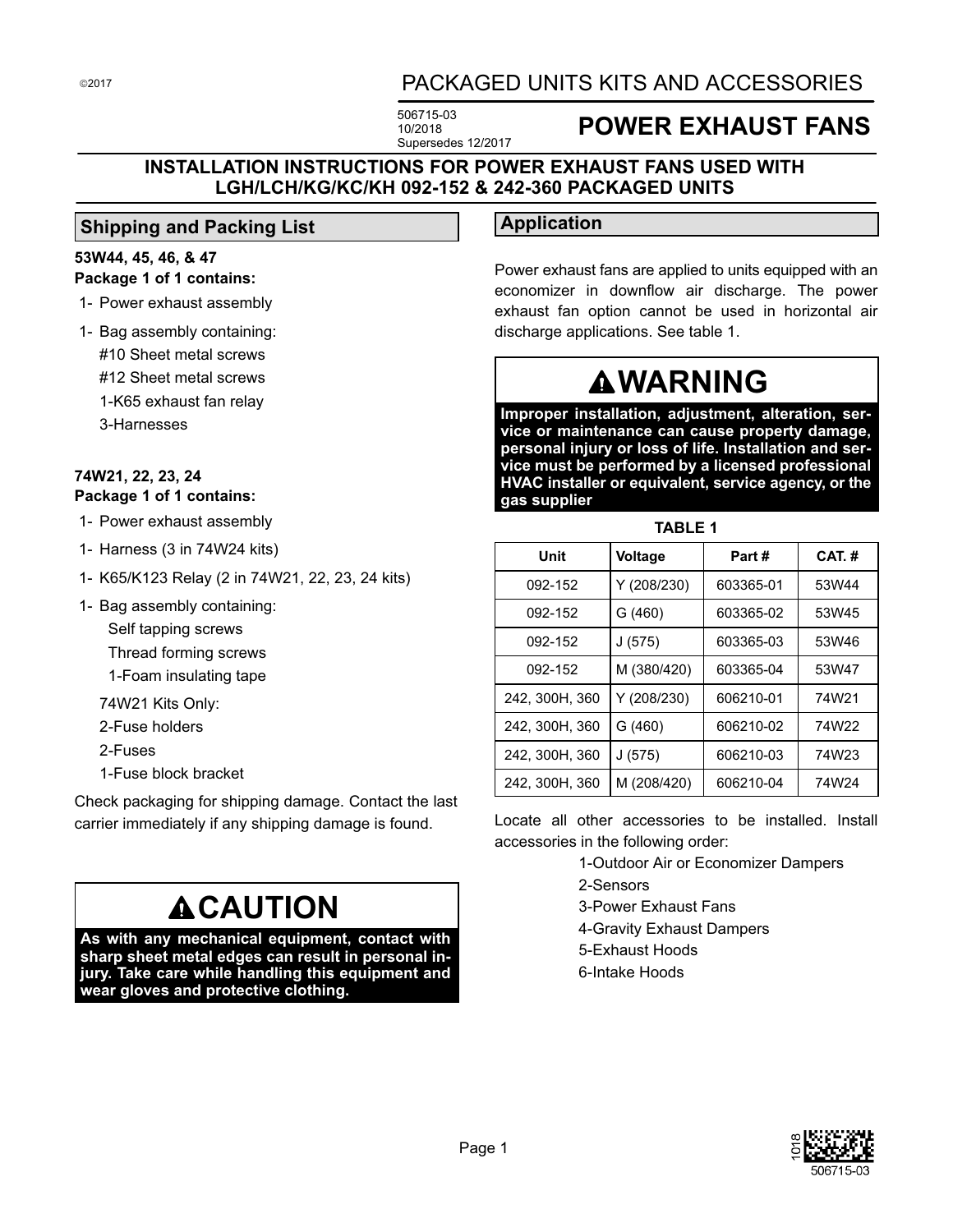©2017

# PACKAGED UNITS KITS AND ACCESSORIES

506715-03
10/2018
Supersedes 12/2017

# POWER EXHAUST FANS

## INSTALLATION INSTRUCTIONS FOR POWER EXHAUST FANS USED WITH LGH/LCH/KG/KC/KH 092-152 & 242-360 PACKAGED UNITS

## Shipping and Packing List

**53W44, 45, 46, & 47**
**Package 1 of 1 contains:**

- 1- Power exhaust assembly
- 1- Bag assembly containing:
  - #10 Sheet metal screws
  - #12 Sheet metal screws
  - 1-K65 exhaust fan relay
  - 3-Harnesses

**74W21, 22, 23, 24**
**Package 1 of 1 contains:**

- 1- Power exhaust assembly
- 1- Harness (3 in 74W24 kits)
- 1- K65/K123 Relay (2 in 74W21, 22, 23, 24 kits)
- 1- Bag assembly containing:
  - Self tapping screws
  - Thread forming screws
  - 1-Foam insulating tape
  - 74W21 Kits Only:
  - 2-Fuse holders
  - 2-Fuses
  - 1-Fuse block bracket

Check packaging for shipping damage. Contact the last carrier immediately if any shipping damage is found.

**⚠CAUTION**

**As with any mechanical equipment, contact with sharp sheet metal edges can result in personal injury. Take care while handling this equipment and wear gloves and protective clothing.**

## Application

Power exhaust fans are applied to units equipped with an economizer in downflow air discharge. The power exhaust fan option cannot be used in horizontal air discharge applications. See table 1.

**⚠WARNING**

**Improper installation, adjustment, alteration, service or maintenance can cause property damage, personal injury or loss of life. Installation and service must be performed by a licensed professional HVAC installer or equivalent, service agency, or the gas supplier**

**TABLE 1**

| Unit | Voltage | Part # | CAT. # |
|---|---|---|---|
| 092-152 | Y (208/230) | 603365-01 | 53W44 |
| 092-152 | G (460) | 603365-02 | 53W45 |
| 092-152 | J (575) | 603365-03 | 53W46 |
| 092-152 | M (380/420) | 603365-04 | 53W47 |
| 242, 300H, 360 | Y (208/230) | 606210-01 | 74W21 |
| 242, 300H, 360 | G (460) | 606210-02 | 74W22 |
| 242, 300H, 360 | J (575) | 606210-03 | 74W23 |
| 242, 300H, 360 | M (208/420) | 606210-04 | 74W24 |

Locate all other accessories to be installed. Install accessories in the following order:

1-Outdoor Air or Economizer Dampers
2-Sensors
3-Power Exhaust Fans
4-Gravity Exhaust Dampers
5-Exhaust Hoods
6-Intake Hoods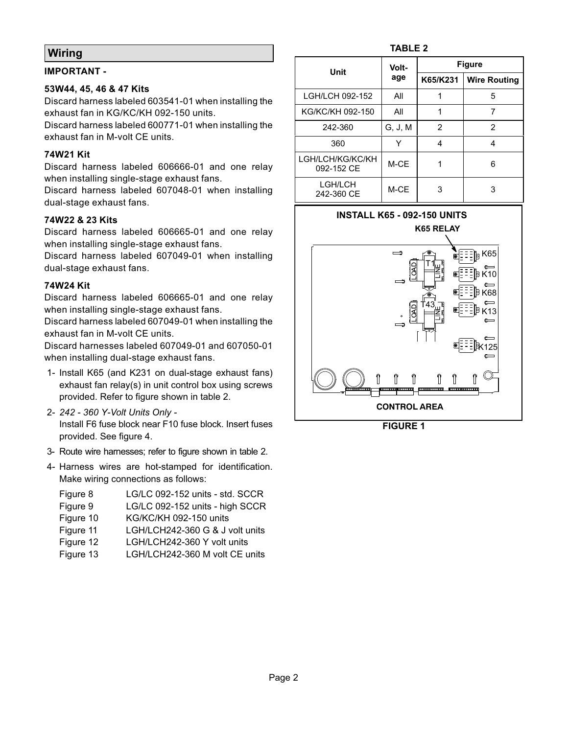## Wiring

**IMPORTANT -**

**53W44, 45, 46 & 47 Kits**

Discard harness labeled 603541-01 when installing the exhaust fan in KG/KC/KH 092-150 units.

Discard harness labeled 600771-01 when installing the exhaust fan in M-volt CE units.

**74W21 Kit**

Discard harness labeled 606666-01 and one relay when installing single-stage exhaust fans.

Discard harness labeled 607048-01 when installing dual-stage exhaust fans.

**74W22 & 23 Kits**

Discard harness labeled 606665-01 and one relay when installing single-stage exhaust fans.

Discard harness labeled 607049-01 when installing dual-stage exhaust fans.

**74W24 Kit**

Discard harness labeled 606665-01 and one relay when installing single-stage exhaust fans.

Discard harness labeled 607049-01 when installing the exhaust fan in M-volt CE units.

Discard harnesses labeled 607049-01 and 607050-01 when installing dual-stage exhaust fans.

1- Install K65 (and K231 on dual-stage exhaust fans) exhaust fan relay(s) in unit control box using screws provided. Refer to figure shown in table 2.

2- *242 - 360 Y-Volt Units Only -*
Install F6 fuse block near F10 fuse block. Insert fuses provided. See figure 4.

3- Route wire harnesses; refer to figure shown in table 2.

4- Harness wires are hot-stamped for identification. Make wiring connections as follows:

| | |
|---|---|
| Figure 8 | LG/LC 092-152 units - std. SCCR |
| Figure 9 | LG/LC 092-152 units - high SCCR |
| Figure 10 | KG/KC/KH 092-150 units |
| Figure 11 | LGH/LCH242-360 G & J volt units |
| Figure 12 | LGH/LCH242-360 Y volt units |
| Figure 13 | LGH/LCH242-360 M volt CE units |

**TABLE 2**

| Unit | Voltage | Figure | |
|---|---|---|---|
| | | K65/K231 | Wire Routing |
| LGH/LCH 092-152 | All | 1 | 5 |
| KG/KC/KH 092-150 | All | 1 | 7 |
| 242-360 | G, J, M | 2 | 2 |
| 360 | Y | 4 | 4 |
| LGH/LCH/KG/KC/KH 092-152 CE | M-CE | 1 | 6 |
| LGH/LCH 242-360 CE | M-CE | 3 | 3 |

**INSTALL K65 - 092-150 UNITS**

K65 RELAY

K65, K10, K68, K13, K125, T1, T43, LOAD, LINE

CONTROL AREA

**FIGURE 1**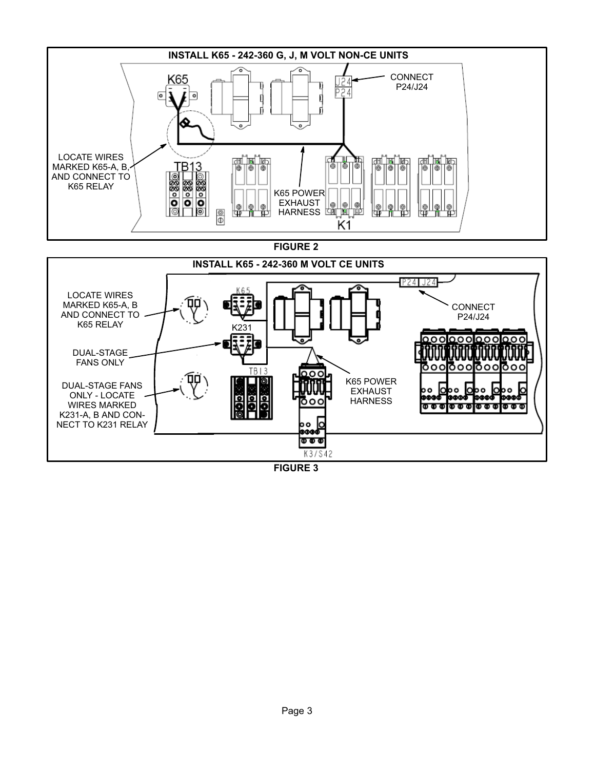**INSTALL K65 - 242-360 G, J, M VOLT NON-CE UNITS**

K65

J24
P24

CONNECT P24/J24

LOCATE WIRES MARKED K65-A, B, AND CONNECT TO K65 RELAY

TB13

K65 POWER EXHAUST HARNESS

K1

**FIGURE 2**

**INSTALL K65 - 242-360 M VOLT CE UNITS**

LOCATE WIRES MARKED K65-A, B AND CONNECT TO K65 RELAY

K65

P24 J24

CONNECT P24/J24

K231

DUAL-STAGE FANS ONLY

TB13

DUAL-STAGE FANS ONLY - LOCATE WIRES MARKED K231-A, B AND CONNECT TO K231 RELAY

K65 POWER EXHAUST HARNESS

K3/S42

**FIGURE 3**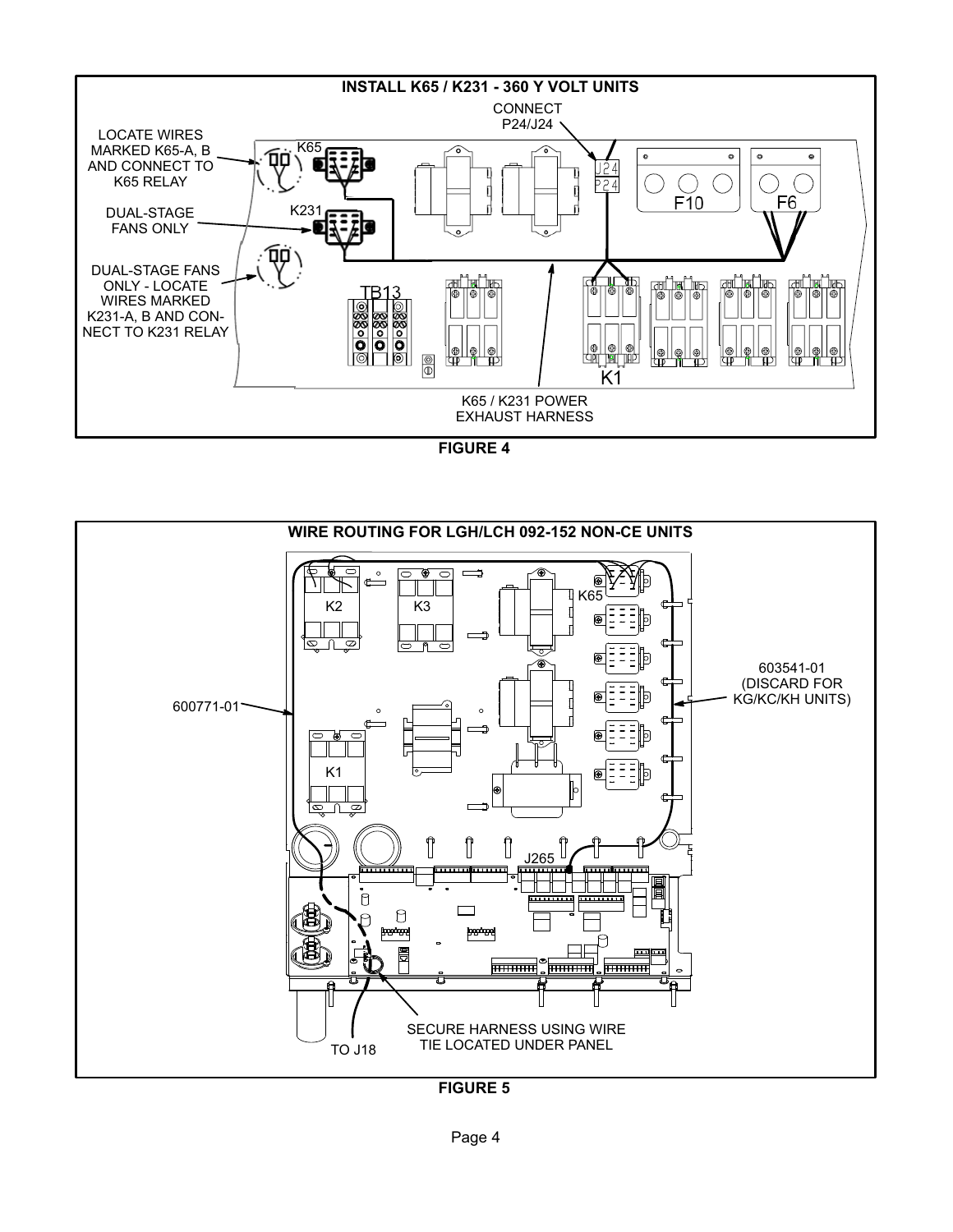**INSTALL K65 / K231 - 360 Y VOLT UNITS**

CONNECT P24/J24

LOCATE WIRES MARKED K65-A, B AND CONNECT TO K65 RELAY

K65

K231

DUAL-STAGE FANS ONLY

DUAL-STAGE FANS ONLY - LOCATE WIRES MARKED K231-A, B AND CONNECT TO K231 RELAY

J24

P24

F10

F6

TB13

K1

K65 / K231 POWER EXHAUST HARNESS

**FIGURE 4**

**WIRE ROUTING FOR LGH/LCH 092-152 NON-CE UNITS**

K2

K3

K65

600771-01

603541-01 (DISCARD FOR KG/KC/KH UNITS)

K1

J265

SECURE HARNESS USING WIRE TIE LOCATED UNDER PANEL

TO J18

**FIGURE 5**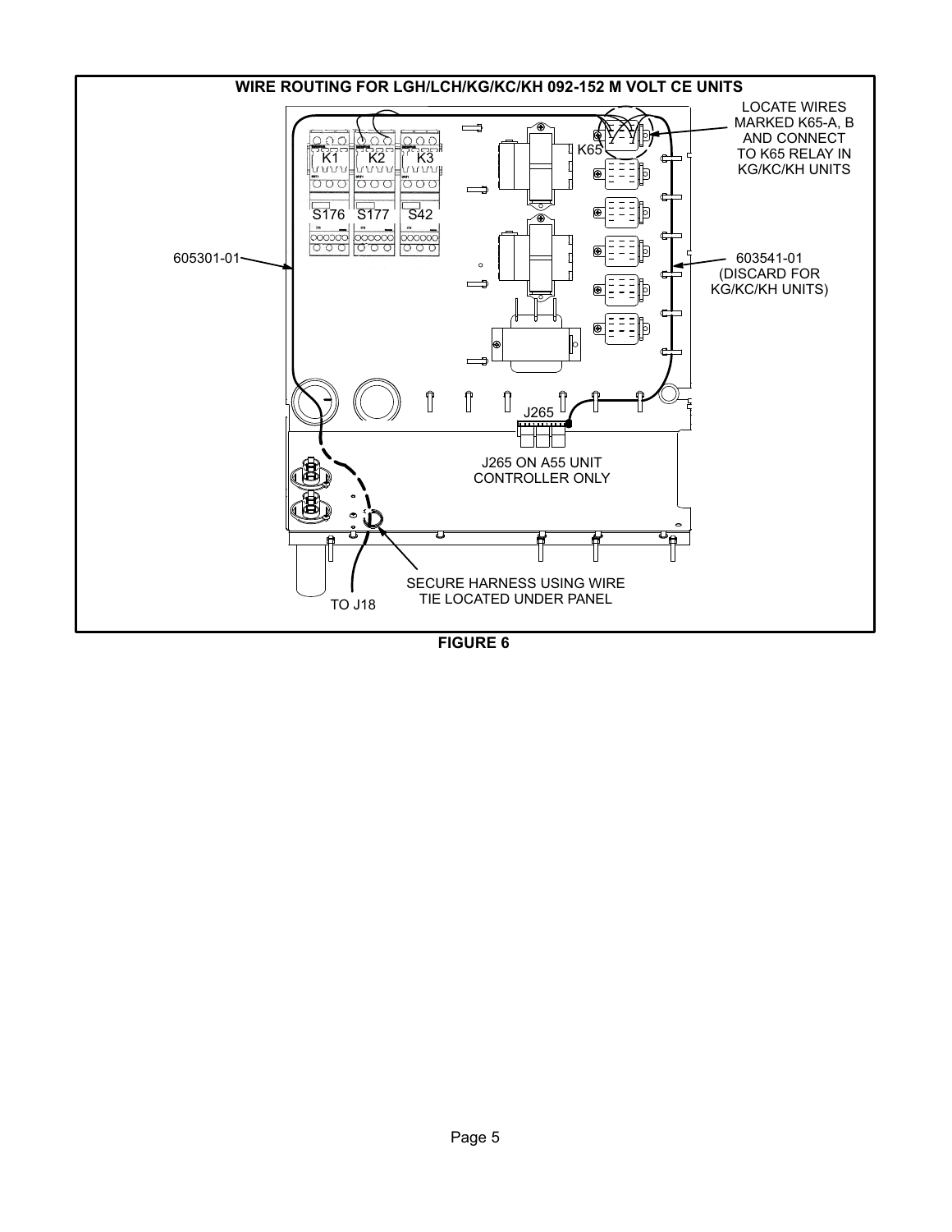**WIRE ROUTING FOR LGH/LCH/KG/KC/KH 092-152 M VOLT CE UNITS**

K1 K2 K3

S176 S177 S42

K65

LOCATE WIRES MARKED K65-A, B AND CONNECT TO K65 RELAY IN KG/KC/KH UNITS

605301-01

603541-01 (DISCARD FOR KG/KC/KH UNITS)

J265

J265 ON A55 UNIT CONTROLLER ONLY

SECURE HARNESS USING WIRE TIE LOCATED UNDER PANEL

TO J18

**FIGURE 6**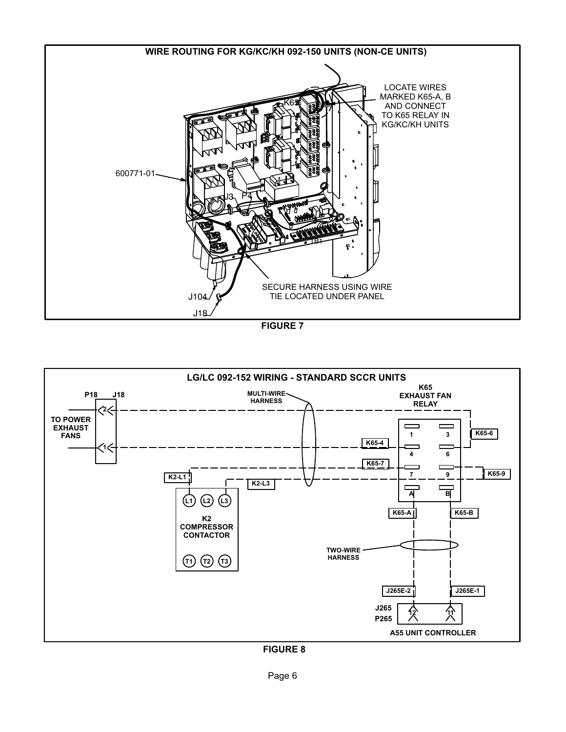**WIRE ROUTING FOR KG/KC/KH 092-150 UNITS (NON-CE UNITS)**

LOCATE WIRES MARKED K65-A, B AND CONNECT TO K65 RELAY IN KG/KC/KH UNITS

K65

600771-01

J3 P4

TB1

SECURE HARNESS USING WIRE TIE LOCATED UNDER PANEL

J104

J18

**FIGURE 7**

**LG/LC 092-152 WIRING - STANDARD SCCR UNITS**

P18 J18

TO POWER EXHAUST FANS

MULTI-WIRE HARNESS

K65 EXHAUST FAN RELAY

K65-4 K65-6 K65-7 K65-9 K2-L1 K2-L3

K2 COMPRESSOR CONTACTOR

K65-A K65-B

TWO-WIRE HARNESS

J265E-2 J265E-1

J265 P265

A55 UNIT CONTROLLER

**FIGURE 8**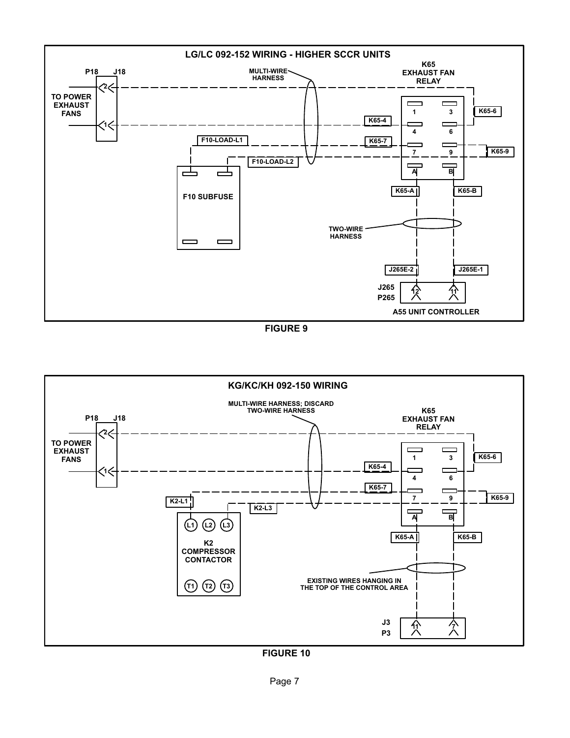**LG/LC 092-152 WIRING - HIGHER SCCR UNITS**

P18 J18

TO POWER EXHAUST FANS

MULTI-WIRE HARNESS

K65 EXHAUST FAN RELAY

K65-6

K65-4

K65-7

K65-9

F10-LOAD-L1

F10-LOAD-L2

F10 SUBFUSE

K65-A

K65-B

TWO-WIRE HARNESS

J265E-2

J265E-1

J265

P265

A55 UNIT CONTROLLER

FIGURE 9

**KG/KC/KH 092-150 WIRING**

MULTI-WIRE HARNESS; DISCARD TWO-WIRE HARNESS

P18 J18

TO POWER EXHAUST FANS

K65 EXHAUST FAN RELAY

K65-6

K65-4

K65-7

K65-9

K2-L1

K2-L3

K2 COMPRESSOR CONTACTOR

K65-A

K65-B

EXISTING WIRES HANGING IN THE TOP OF THE CONTROL AREA

J3

P3

FIGURE 10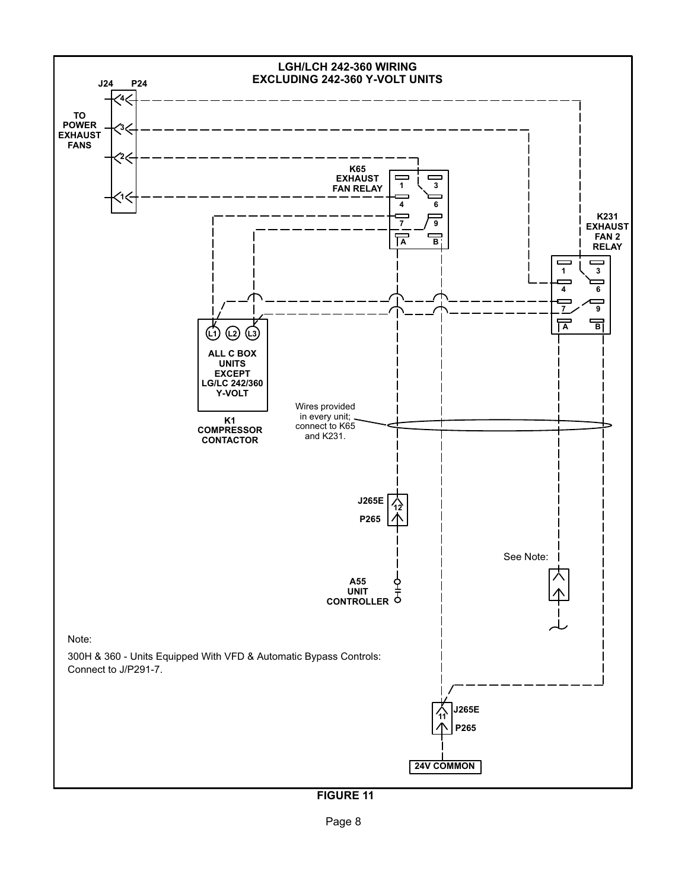**LGH/LCH 242-360 WIRING**
**EXCLUDING 242-360 Y-VOLT UNITS**

J24 P24

TO POWER EXHAUST FANS

K65 EXHAUST FAN RELAY

K231 EXHAUST FAN 2 RELAY

ALL C BOX UNITS EXCEPT LG/LC 242/360 Y-VOLT

K1 COMPRESSOR CONTACTOR

Wires provided in every unit; connect to K65 and K231.

J265E 12 P265

A55 UNIT CONTROLLER

See Note:

J265E 11 P265

24V COMMON

Note:

300H & 360 - Units Equipped With VFD & Automatic Bypass Controls: Connect to J/P291-7.

**FIGURE 11**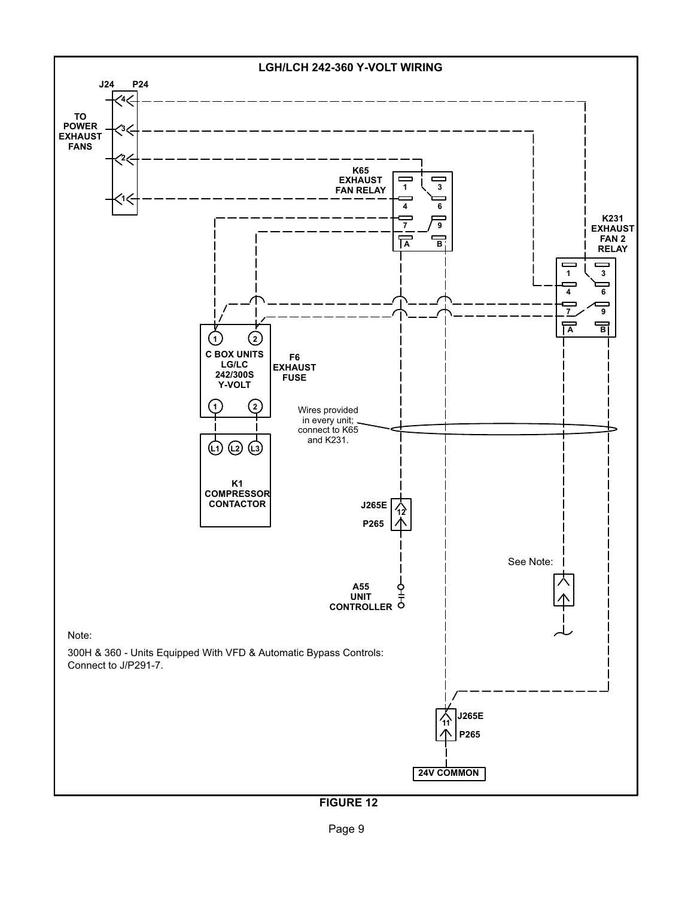**LGH/LCH 242-360 Y-VOLT WIRING**

J24 P24

TO POWER EXHAUST FANS

4 3 2 1

K65 EXHAUST FAN RELAY

1 3 4 6 7 9 A B

K231 EXHAUST FAN 2 RELAY

1 3 4 6 7 9 A B

C BOX UNITS LG/LC 242/300S Y-VOLT

1 2 1 2

F6 EXHAUST FUSE

K1 COMPRESSOR CONTACTOR

L1 L2 L3

Wires provided in every unit; connect to K65 and K231.

J265E 12 P265

A55 UNIT CONTROLLER

See Note:

J265E 11 P265

24V COMMON

Note:

300H & 360 - Units Equipped With VFD & Automatic Bypass Controls: Connect to J/P291-7.

**FIGURE 12**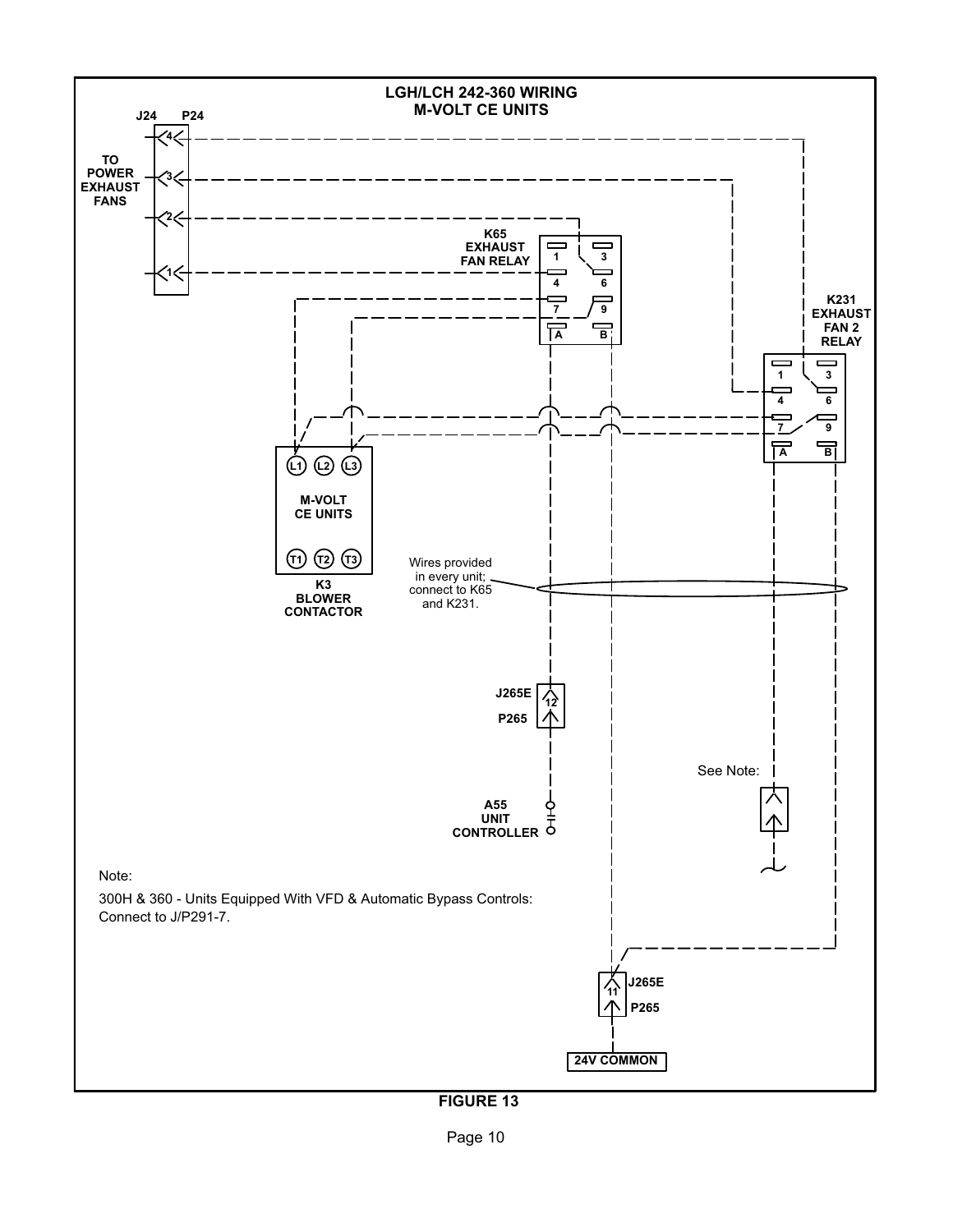# LGH/LCH 242-360 WIRING
## M-VOLT CE UNITS

J24 P24

TO POWER EXHAUST FANS

K65 EXHAUST FAN RELAY

K231 EXHAUST FAN 2 RELAY

M-VOLT CE UNITS

K3 BLOWER CONTACTOR

Wires provided in every unit; connect to K65 and K231.

J265E P265

A55 UNIT CONTROLLER

See Note:

Note:

300H & 360 - Units Equipped With VFD & Automatic Bypass Controls: Connect to J/P291-7.

J265E P265

24V COMMON

**FIGURE 13**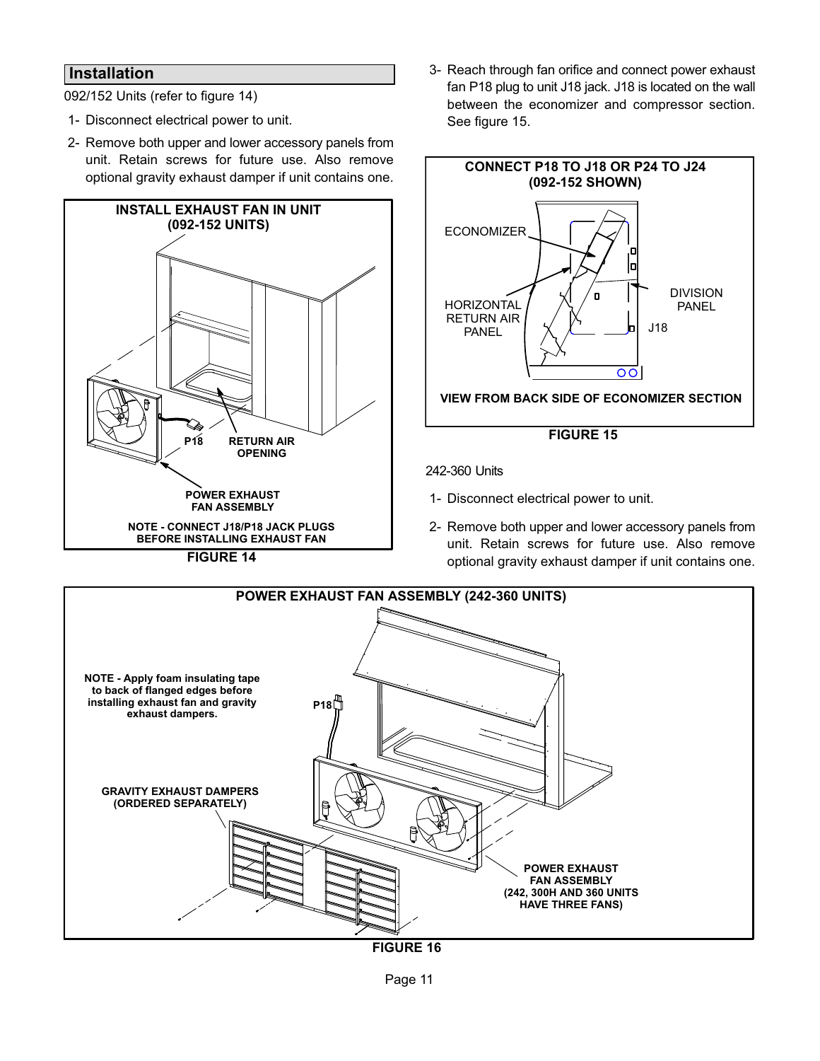## Installation

092/152 Units (refer to figure 14)

1- Disconnect electrical power to unit.

2- Remove both upper and lower accessory panels from unit. Retain screws for future use. Also remove optional gravity exhaust damper if unit contains one.

**INSTALL EXHAUST FAN IN UNIT (092-152 UNITS)**

P18

RETURN AIR OPENING

POWER EXHAUST FAN ASSEMBLY

NOTE - CONNECT J18/P18 JACK PLUGS BEFORE INSTALLING EXHAUST FAN

**FIGURE 14**

3- Reach through fan orifice and connect power exhaust fan P18 plug to unit J18 jack. J18 is located on the wall between the economizer and compressor section. See figure 15.

**CONNECT P18 TO J18 OR P24 TO J24 (092-152 SHOWN)**

ECONOMIZER

HORIZONTAL RETURN AIR PANEL

DIVISION PANEL

J18

VIEW FROM BACK SIDE OF ECONOMIZER SECTION

**FIGURE 15**

242-360 Units

1- Disconnect electrical power to unit.

2- Remove both upper and lower accessory panels from unit. Retain screws for future use. Also remove optional gravity exhaust damper if unit contains one.

**POWER EXHAUST FAN ASSEMBLY (242-360 UNITS)**

NOTE - Apply foam insulating tape to back of flanged edges before installing exhaust fan and gravity exhaust dampers.

P18

GRAVITY EXHAUST DAMPERS (ORDERED SEPARATELY)

POWER EXHAUST FAN ASSEMBLY (242, 300H AND 360 UNITS HAVE THREE FANS)

**FIGURE 16**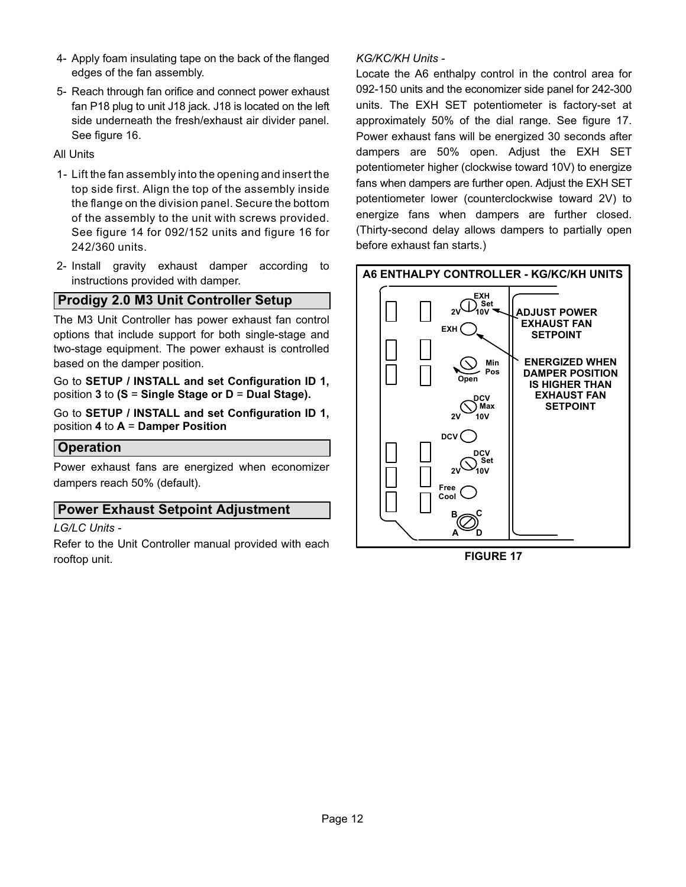4- Apply foam insulating tape on the back of the flanged edges of the fan assembly.

5- Reach through fan orifice and connect power exhaust fan P18 plug to unit J18 jack. J18 is located on the left side underneath the fresh/exhaust air divider panel. See figure 16.

All Units

1- Lift the fan assembly into the opening and insert the top side first. Align the top of the assembly inside the flange on the division panel. Secure the bottom of the assembly to the unit with screws provided. See figure 14 for 092/152 units and figure 16 for 242/360 units.

2- Install gravity exhaust damper according to instructions provided with damper.

## Prodigy 2.0 M3 Unit Controller Setup

The M3 Unit Controller has power exhaust fan control options that include support for both single-stage and two-stage equipment. The power exhaust is controlled based on the damper position.

Go to **SETUP / INSTALL and set Configuration ID 1,** position **3** to **(S** = **Single Stage or D** = **Dual Stage).**

Go to **SETUP / INSTALL and set Configuration ID 1,** position **4** to **A** = **Damper Position**

## Operation

Power exhaust fans are energized when economizer dampers reach 50% (default).

## Power Exhaust Setpoint Adjustment

*LG/LC Units -*

Refer to the Unit Controller manual provided with each rooftop unit.

*KG/KC/KH Units -*

Locate the A6 enthalpy control in the control area for 092-150 units and the economizer side panel for 242-300 units. The EXH SET potentiometer is factory-set at approximately 50% of the dial range. See figure 17. Power exhaust fans will be energized 30 seconds after dampers are 50% open. Adjust the EXH SET potentiometer higher (clockwise toward 10V) to energize fans when dampers are further open. Adjust the EXH SET potentiometer lower (counterclockwise toward 2V) to energize fans when dampers are further closed. (Thirty-second delay allows dampers to partially open before exhaust fan starts.)

**A6 ENTHALPY CONTROLLER - KG/KC/KH UNITS**

EXH Set
2V 10V
EXH
Min Pos
Open
DCV Max
2V 10V
DCV
DCV Set
2V 10V
Free Cool
B C
A D

ADJUST POWER EXHAUST FAN SETPOINT

ENERGIZED WHEN DAMPER POSITION IS HIGHER THAN EXHAUST FAN SETPOINT

FIGURE 17